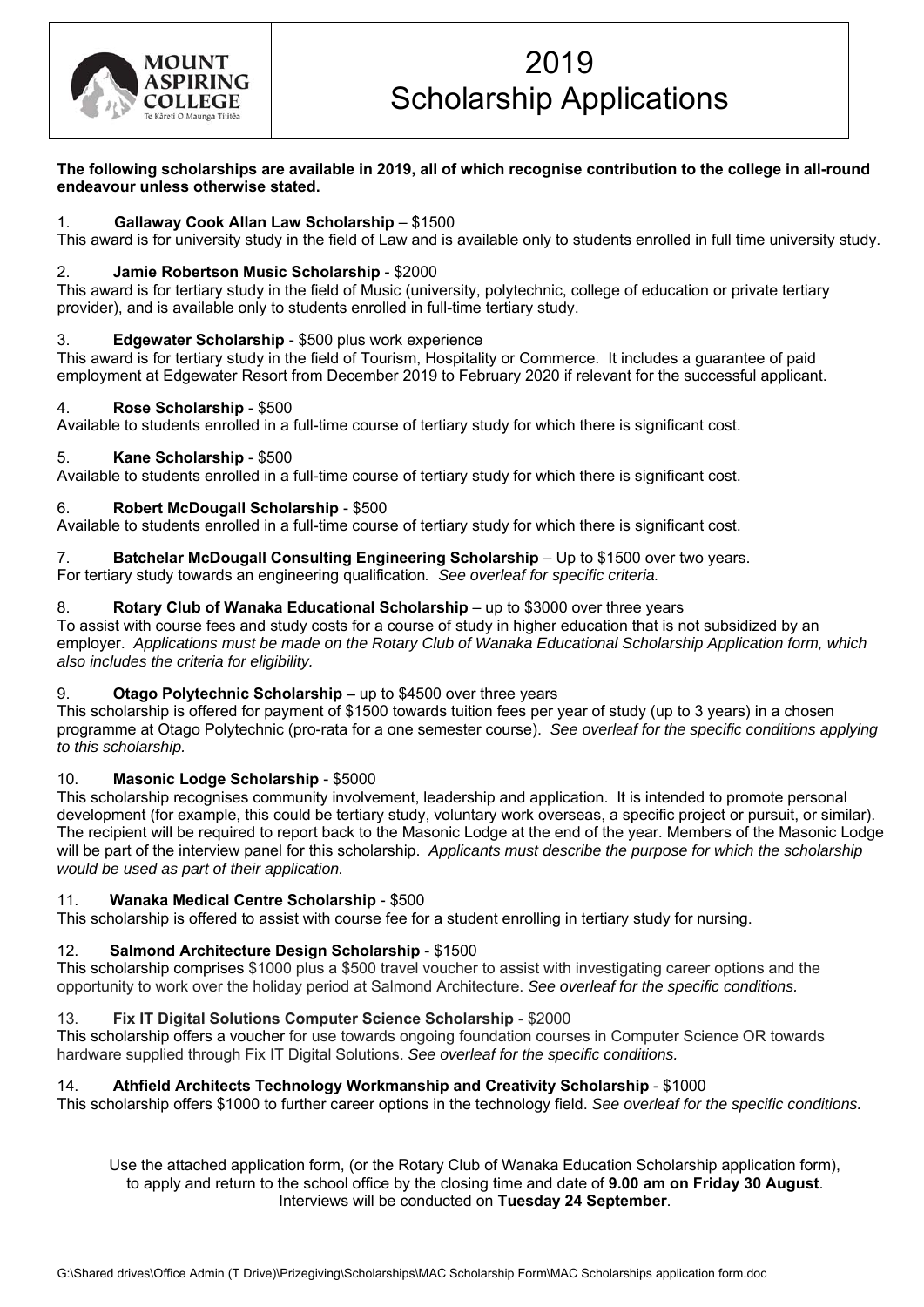MOUNT ASPIRING COLLEGE
Te Kāreti O Maunga Tītītea

# 2019 Scholarship Applications

**The following scholarships are available in 2019, all of which recognise contribution to the college in all-round endeavour unless otherwise stated.**

1. **Gallaway Cook Allan Law Scholarship** – $1500
This award is for university study in the field of Law and is available only to students enrolled in full time university study.

2. **Jamie Robertson Music Scholarship** - $2000
This award is for tertiary study in the field of Music (university, polytechnic, college of education or private tertiary provider), and is available only to students enrolled in full-time tertiary study.

3. **Edgewater Scholarship** - $500 plus work experience
This award is for tertiary study in the field of Tourism, Hospitality or Commerce. It includes a guarantee of paid employment at Edgewater Resort from December 2019 to February 2020 if relevant for the successful applicant.

4. **Rose Scholarship** - $500
Available to students enrolled in a full-time course of tertiary study for which there is significant cost.

5. **Kane Scholarship** - $500
Available to students enrolled in a full-time course of tertiary study for which there is significant cost.

6. **Robert McDougall Scholarship** - $500
Available to students enrolled in a full-time course of tertiary study for which there is significant cost.

7. **Batchelar McDougall Consulting Engineering Scholarship** – Up to $1500 over two years.
For tertiary study towards an engineering qualification. *See overleaf for specific criteria.*

8. **Rotary Club of Wanaka Educational Scholarship** – up to $3000 over three years
To assist with course fees and study costs for a course of study in higher education that is not subsidized by an employer. *Applications must be made on the Rotary Club of Wanaka Educational Scholarship Application form, which also includes the criteria for eligibility.*

9. **Otago Polytechnic Scholarship –** up to $4500 over three years
This scholarship is offered for payment of $1500 towards tuition fees per year of study (up to 3 years) in a chosen programme at Otago Polytechnic (pro-rata for a one semester course). *See overleaf for the specific conditions applying to this scholarship.*

10. **Masonic Lodge Scholarship** - $5000
This scholarship recognises community involvement, leadership and application. It is intended to promote personal development (for example, this could be tertiary study, voluntary work overseas, a specific project or pursuit, or similar). The recipient will be required to report back to the Masonic Lodge at the end of the year. Members of the Masonic Lodge will be part of the interview panel for this scholarship. *Applicants must describe the purpose for which the scholarship would be used as part of their application.*

11. **Wanaka Medical Centre Scholarship** - $500
This scholarship is offered to assist with course fee for a student enrolling in tertiary study for nursing.

12. **Salmond Architecture Design Scholarship** - $1500
This scholarship comprises $1000 plus a $500 travel voucher to assist with investigating career options and the opportunity to work over the holiday period at Salmond Architecture. *See overleaf for the specific conditions.*

13. **Fix IT Digital Solutions Computer Science Scholarship** - $2000
This scholarship offers a voucher for use towards ongoing foundation courses in Computer Science OR towards hardware supplied through Fix IT Digital Solutions. *See overleaf for the specific conditions.*

14. **Athfield Architects Technology Workmanship and Creativity Scholarship** - $1000
This scholarship offers $1000 to further career options in the technology field. *See overleaf for the specific conditions.*

Use the attached application form, (or the Rotary Club of Wanaka Education Scholarship application form), to apply and return to the school office by the closing time and date of **9.00 am on Friday 30 August**. Interviews will be conducted on **Tuesday 24 September**.

G:\Shared drives\Office Admin (T Drive)\Prizegiving\Scholarships\MAC Scholarship Form\MAC Scholarships application form.doc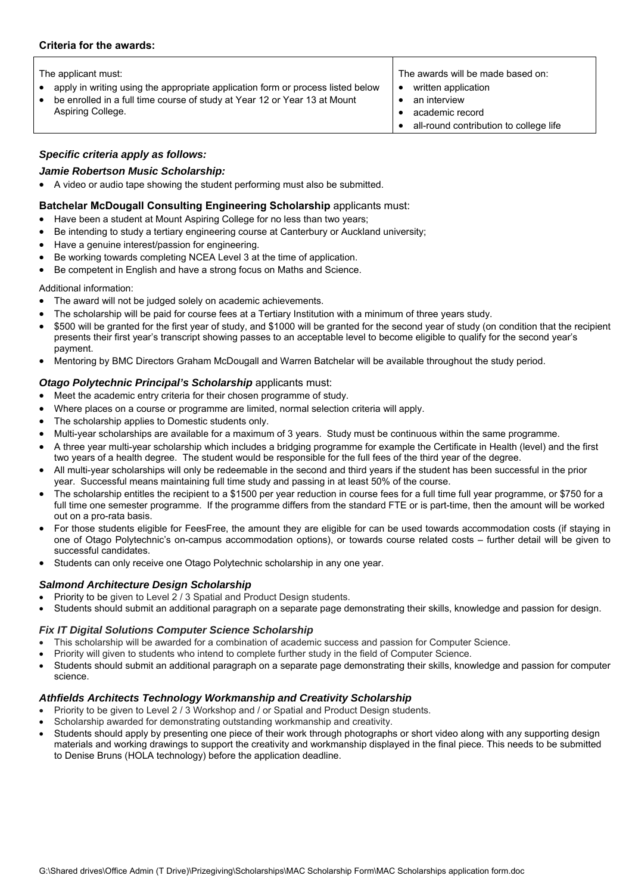**Criteria for the awards:**

| The applicant must: | The awards will be made based on: |
| --- | --- |
| • apply in writing using the appropriate application form or process listed below<br>• be enrolled in a full time course of study at Year 12 or Year 13 at Mount Aspiring College. | • written application<br>• an interview<br>• academic record<br>• all-round contribution to college life |

***Specific criteria apply as follows:***

***Jamie Robertson Music Scholarship:***

- A video or audio tape showing the student performing must also be submitted.

**Batchelar McDougall Consulting Engineering Scholarship** applicants must:

- Have been a student at Mount Aspiring College for no less than two years;
- Be intending to study a tertiary engineering course at Canterbury or Auckland university;
- Have a genuine interest/passion for engineering.
- Be working towards completing NCEA Level 3 at the time of application.
- Be competent in English and have a strong focus on Maths and Science.

Additional information:

- The award will not be judged solely on academic achievements.
- The scholarship will be paid for course fees at a Tertiary Institution with a minimum of three years study.
- $500 will be granted for the first year of study, and $1000 will be granted for the second year of study (on condition that the recipient presents their first year's transcript showing passes to an acceptable level to become eligible to qualify for the second year's payment.
- Mentoring by BMC Directors Graham McDougall and Warren Batchelar will be available throughout the study period.

***Otago Polytechnic Principal's Scholarship*** applicants must:

- Meet the academic entry criteria for their chosen programme of study.
- Where places on a course or programme are limited, normal selection criteria will apply.
- The scholarship applies to Domestic students only.
- Multi-year scholarships are available for a maximum of 3 years. Study must be continuous within the same programme.
- A three year multi-year scholarship which includes a bridging programme for example the Certificate in Health (level) and the first two years of a health degree. The student would be responsible for the full fees of the third year of the degree.
- All multi-year scholarships will only be redeemable in the second and third years if the student has been successful in the prior year. Successful means maintaining full time study and passing in at least 50% of the course.
- The scholarship entitles the recipient to a $1500 per year reduction in course fees for a full time full year programme, or $750 for a full time one semester programme. If the programme differs from the standard FTE or is part-time, then the amount will be worked out on a pro-rata basis.
- For those students eligible for FeesFree, the amount they are eligible for can be used towards accommodation costs (if staying in one of Otago Polytechnic's on-campus accommodation options), or towards course related costs – further detail will be given to successful candidates.
- Students can only receive one Otago Polytechnic scholarship in any one year.

***Salmond Architecture Design Scholarship***

- Priority to be given to Level 2 / 3 Spatial and Product Design students.
- Students should submit an additional paragraph on a separate page demonstrating their skills, knowledge and passion for design.

***Fix IT Digital Solutions Computer Science Scholarship***

- This scholarship will be awarded for a combination of academic success and passion for Computer Science.
- Priority will given to students who intend to complete further study in the field of Computer Science.
- Students should submit an additional paragraph on a separate page demonstrating their skills, knowledge and passion for computer science.

***Athfields Architects Technology Workmanship and Creativity Scholarship***

- Priority to be given to Level 2 / 3 Workshop and / or Spatial and Product Design students.
- Scholarship awarded for demonstrating outstanding workmanship and creativity.
- Students should apply by presenting one piece of their work through photographs or short video along with any supporting design materials and working drawings to support the creativity and workmanship displayed in the final piece. This needs to be submitted to Denise Bruns (HOLA technology) before the application deadline.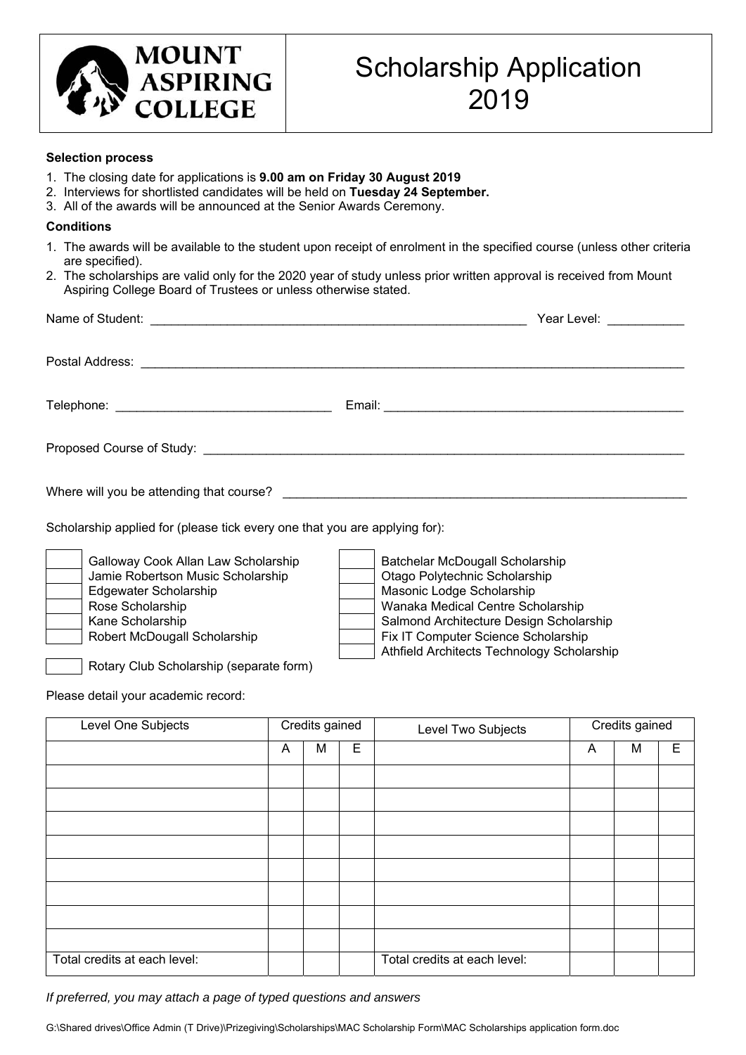**MOUNT ASPIRING COLLEGE**

# Scholarship Application 2019

**Selection process**

1. The closing date for applications is **9.00 am on Friday 30 August 2019**
2. Interviews for shortlisted candidates will be held on **Tuesday 24 September.**
3. All of the awards will be announced at the Senior Awards Ceremony.

**Conditions**

1. The awards will be available to the student upon receipt of enrolment in the specified course (unless other criteria are specified).
2. The scholarships are valid only for the 2020 year of study unless prior written approval is received from Mount Aspiring College Board of Trustees or unless otherwise stated.

Name of Student: ______________________________ Year Level: __________

Postal Address: ______________________________________________

Telephone: ____________________ Email: ____________________________

Proposed Course of Study: ______________________________________

Where will you be attending that course? __________________________

Scholarship applied for (please tick every one that you are applying for):

- [ ] Galloway Cook Allan Law Scholarship
- [ ] Jamie Robertson Music Scholarship
- [ ] Edgewater Scholarship
- [ ] Rose Scholarship
- [ ] Kane Scholarship
- [ ] Robert McDougall Scholarship
- [ ] Rotary Club Scholarship (separate form)
- [ ] Batchelar McDougall Scholarship
- [ ] Otago Polytechnic Scholarship
- [ ] Masonic Lodge Scholarship
- [ ] Wanaka Medical Centre Scholarship
- [ ] Salmond Architecture Design Scholarship
- [ ] Fix IT Computer Science Scholarship
- [ ] Athfield Architects Technology Scholarship

Please detail your academic record:

| Level One Subjects | Credits gained | | | Level Two Subjects | Credits gained | | |
|---|---|---|---|---|---|---|---|
| | A | M | E | | A | M | E |
| | | | | | | | |
| | | | | | | | |
| | | | | | | | |
| | | | | | | | |
| | | | | | | | |
| | | | | | | | |
| | | | | | | | |
| | | | | | | | |
| Total credits at each level: | | | | Total credits at each level: | | | |

*If preferred, you may attach a page of typed questions and answers*

G:\Shared drives\Office Admin (T Drive)\Prizegiving\Scholarships\MAC Scholarship Form\MAC Scholarships application form.doc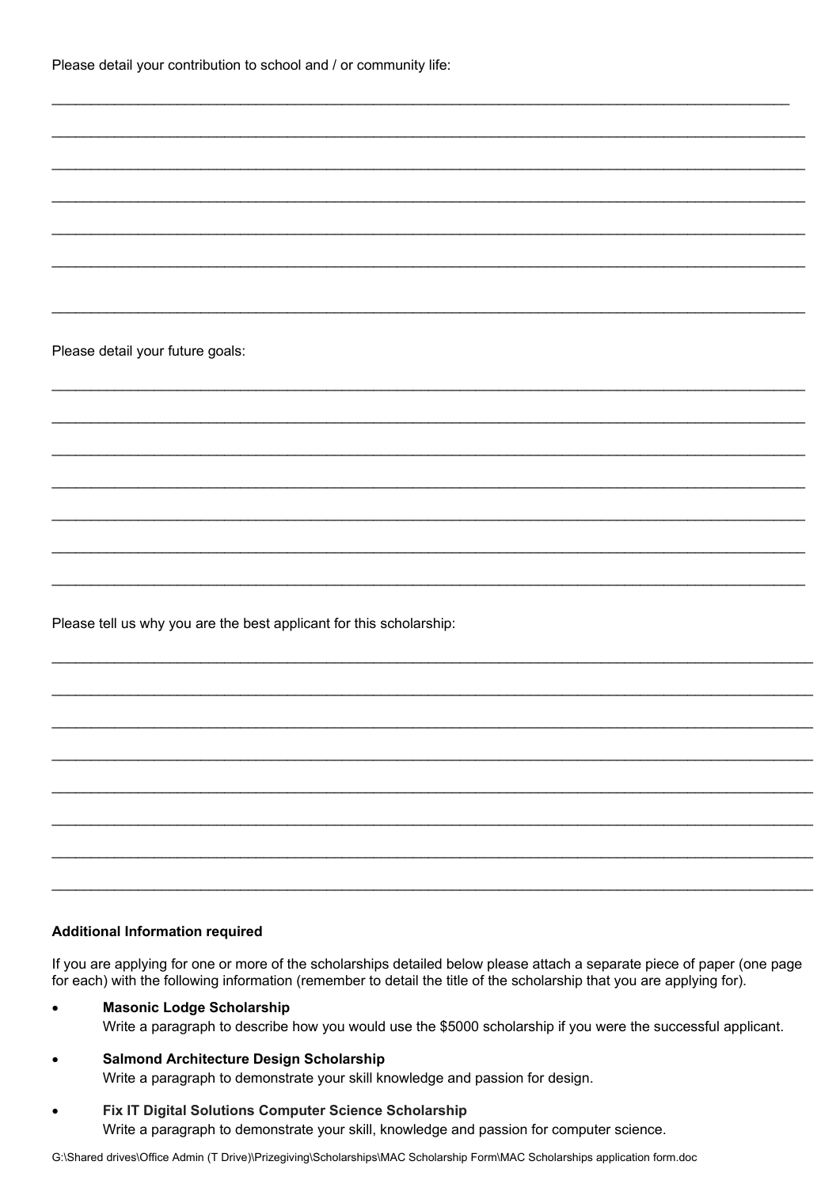Please detail your contribution to school and / or community life:

Please detail your future goals:

Please tell us why you are the best applicant for this scholarship:

**Additional Information required**

If you are applying for one or more of the scholarships detailed below please attach a separate piece of paper (one page for each) with the following information (remember to detail the title of the scholarship that you are applying for).

- **Masonic Lodge Scholarship**
  Write a paragraph to describe how you would use the $5000 scholarship if you were the successful applicant.
- **Salmond Architecture Design Scholarship**
  Write a paragraph to demonstrate your skill knowledge and passion for design.
- **Fix IT Digital Solutions Computer Science Scholarship**
  Write a paragraph to demonstrate your skill, knowledge and passion for computer science.

G:\Shared drives\Office Admin (T Drive)\Prizegiving\Scholarships\MAC Scholarship Form\MAC Scholarships application form.doc